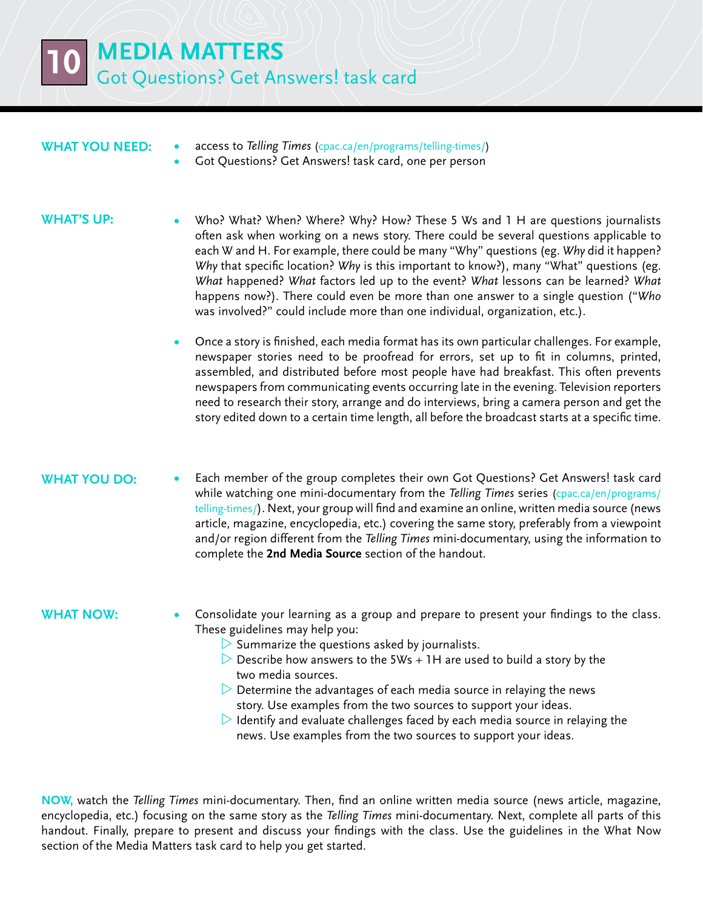# 10 MEDIA MATTERS

## Got Questions? Get Answers! task card

**WHAT YOU NEED:**

- access to *Telling Times* (cpac.ca/en/programs/telling-times/)
- Got Questions? Get Answers! task card, one per person

**WHAT'S UP:**

- Who? What? When? Where? Why? How? These 5 Ws and 1 H are questions journalists often ask when working on a news story. There could be several questions applicable to each W and H. For example, there could be many "Why" questions (eg. *Why* did it happen? *Why* that specific location? *Why* is this important to know?), many "What" questions (eg. *What* happened? *What* factors led up to the event? *What* lessons can be learned? *What* happens now?). There could even be more than one answer to a single question ("*Who* was involved?" could include more than one individual, organization, etc.).

- Once a story is finished, each media format has its own particular challenges. For example, newspaper stories need to be proofread for errors, set up to fit in columns, printed, assembled, and distributed before most people have had breakfast. This often prevents newspapers from communicating events occurring late in the evening. Television reporters need to research their story, arrange and do interviews, bring a camera person and get the story edited down to a certain time length, all before the broadcast starts at a specific time.

**WHAT YOU DO:**

- Each member of the group completes their own Got Questions? Get Answers! task card while watching one mini-documentary from the *Telling Times* series (cpac.ca/en/programs/telling-times/). Next, your group will find and examine an online, written media source (news article, magazine, encyclopedia, etc.) covering the same story, preferably from a viewpoint and/or region different from the *Telling Times* mini-documentary, using the information to complete the **2nd Media Source** section of the handout.

**WHAT NOW:**

- Consolidate your learning as a group and prepare to present your findings to the class. These guidelines may help you:
  - Summarize the questions asked by journalists.
  - Describe how answers to the 5Ws + 1H are used to build a story by the two media sources.
  - Determine the advantages of each media source in relaying the news story. Use examples from the two sources to support your ideas.
  - Identify and evaluate challenges faced by each media source in relaying the news. Use examples from the two sources to support your ideas.

**NOW,** watch the *Telling Times* mini-documentary. Then, find an online written media source (news article, magazine, encyclopedia, etc.) focusing on the same story as the *Telling Times* mini-documentary. Next, complete all parts of this handout. Finally, prepare to present and discuss your findings with the class. Use the guidelines in the What Now section of the Media Matters task card to help you get started.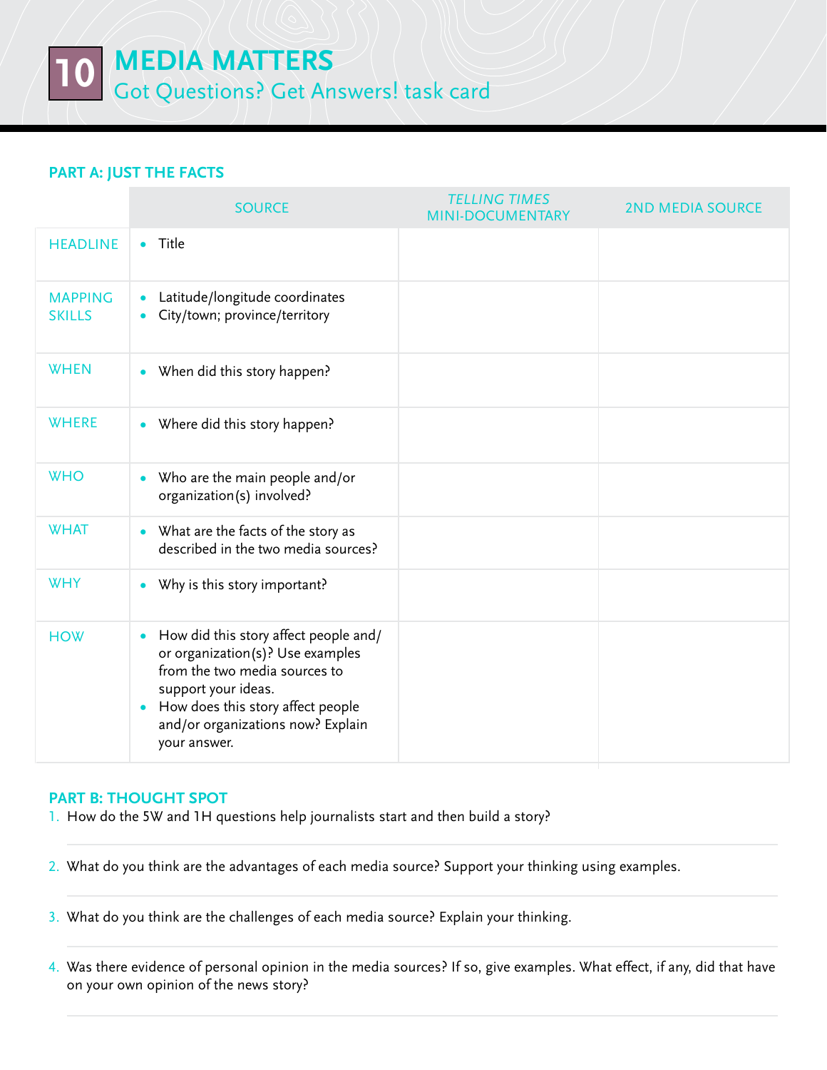# 10 MEDIA MATTERS

## Got Questions? Get Answers! task card

### PART A: JUST THE FACTS

| | SOURCE | *TELLING TIMES* MINI-DOCUMENTARY | 2ND MEDIA SOURCE |
|---|---|---|---|
| HEADLINE | • Title | | |
| MAPPING SKILLS | • Latitude/longitude coordinates<br>• City/town; province/territory | | |
| WHEN | • When did this story happen? | | |
| WHERE | • Where did this story happen? | | |
| WHO | • Who are the main people and/or organization(s) involved? | | |
| WHAT | • What are the facts of the story as described in the two media sources? | | |
| WHY | • Why is this story important? | | |
| HOW | • How did this story affect people and/or organization(s)? Use examples from the two media sources to support your ideas.<br>• How does this story affect people and/or organizations now? Explain your answer. | | |

### PART B: THOUGHT SPOT

1. How do the 5W and 1H questions help journalists start and then build a story?
2. What do you think are the advantages of each media source? Support your thinking using examples.
3. What do you think are the challenges of each media source? Explain your thinking.
4. Was there evidence of personal opinion in the media sources? If so, give examples. What effect, if any, did that have on your own opinion of the news story?